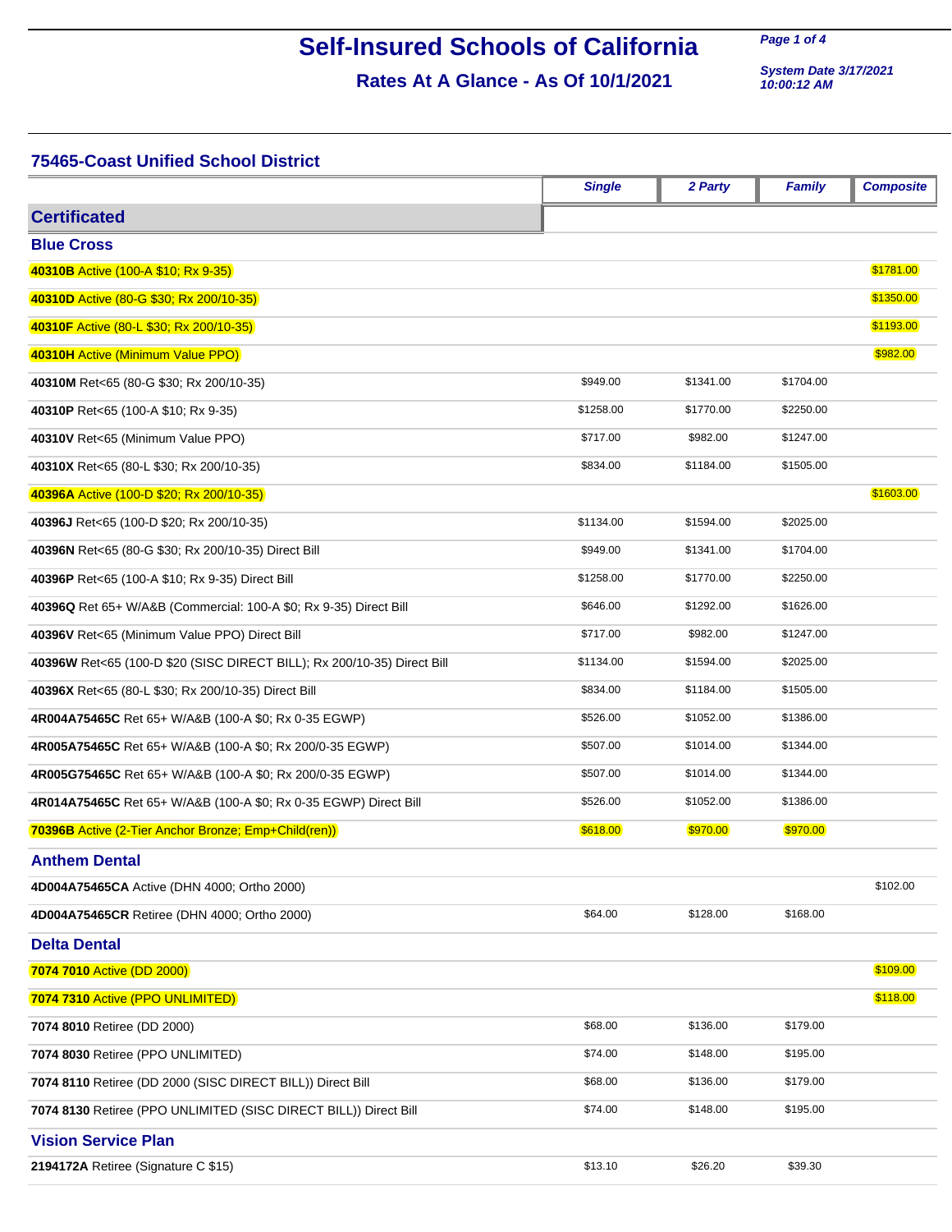# Self-Insured Schools of California

## Rates At A Glance - As Of 10/1/2021

*System Date 3/17/2021 10:00:12 AM*

### 75465-Coast Unified School District

| | Single | 2 Party | Family | Composite |
|---|---|---|---|---|
| **Certificated** | | | | |
| **Blue Cross** | | | | |
| **40310B** Active (100-A $10; Rx 9-35) | | | | $1781.00 |
| **40310D** Active (80-G $30; Rx 200/10-35) | | | | $1350.00 |
| **40310F** Active (80-L $30; Rx 200/10-35) | | | | $1193.00 |
| **40310H** Active (Minimum Value PPO) | | | | $982.00 |
| **40310M** Ret<65 (80-G $30; Rx 200/10-35) | $949.00 | $1341.00 | $1704.00 | |
| **40310P** Ret<65 (100-A $10; Rx 9-35) | $1258.00 | $1770.00 | $2250.00 | |
| **40310V** Ret<65 (Minimum Value PPO) | $717.00 | $982.00 | $1247.00 | |
| **40310X** Ret<65 (80-L $30; Rx 200/10-35) | $834.00 | $1184.00 | $1505.00 | |
| **40396A** Active (100-D $20; Rx 200/10-35) | | | | $1603.00 |
| **40396J** Ret<65 (100-D $20; Rx 200/10-35) | $1134.00 | $1594.00 | $2025.00 | |
| **40396N** Ret<65 (80-G $30; Rx 200/10-35) Direct Bill | $949.00 | $1341.00 | $1704.00 | |
| **40396P** Ret<65 (100-A $10; Rx 9-35) Direct Bill | $1258.00 | $1770.00 | $2250.00 | |
| **40396Q** Ret 65+ W/A&B (Commercial: 100-A $0; Rx 9-35) Direct Bill | $646.00 | $1292.00 | $1626.00 | |
| **40396V** Ret<65 (Minimum Value PPO) Direct Bill | $717.00 | $982.00 | $1247.00 | |
| **40396W** Ret<65 (100-D $20 (SISC DIRECT BILL); Rx 200/10-35) Direct Bill | $1134.00 | $1594.00 | $2025.00 | |
| **40396X** Ret<65 (80-L $30; Rx 200/10-35) Direct Bill | $834.00 | $1184.00 | $1505.00 | |
| **4R004A75465C** Ret 65+ W/A&B (100-A $0; Rx 0-35 EGWP) | $526.00 | $1052.00 | $1386.00 | |
| **4R005A75465C** Ret 65+ W/A&B (100-A $0; Rx 200/0-35 EGWP) | $507.00 | $1014.00 | $1344.00 | |
| **4R005G75465C** Ret 65+ W/A&B (100-A $0; Rx 200/0-35 EGWP) | $507.00 | $1014.00 | $1344.00 | |
| **4R014A75465C** Ret 65+ W/A&B (100-A $0; Rx 0-35 EGWP) Direct Bill | $526.00 | $1052.00 | $1386.00 | |
| **70396B** Active (2-Tier Anchor Bronze; Emp+Child(ren)) | $618.00 | $970.00 | $970.00 | |
| **Anthem Dental** | | | | |
| **4D004A75465CA** Active (DHN 4000; Ortho 2000) | | | | $102.00 |
| **4D004A75465CR** Retiree (DHN 4000; Ortho 2000) | $64.00 | $128.00 | $168.00 | |
| **Delta Dental** | | | | |
| **7074 7010** Active (DD 2000) | | | | $109.00 |
| **7074 7310** Active (PPO UNLIMITED) | | | | $118.00 |
| **7074 8010** Retiree (DD 2000) | $68.00 | $136.00 | $179.00 | |
| **7074 8030** Retiree (PPO UNLIMITED) | $74.00 | $148.00 | $195.00 | |
| **7074 8110** Retiree (DD 2000 (SISC DIRECT BILL)) Direct Bill | $68.00 | $136.00 | $179.00 | |
| **7074 8130** Retiree (PPO UNLIMITED (SISC DIRECT BILL)) Direct Bill | $74.00 | $148.00 | $195.00 | |
| **Vision Service Plan** | | | | |
| **2194172A** Retiree (Signature C $15) | $13.10 | $26.20 | $39.30 | |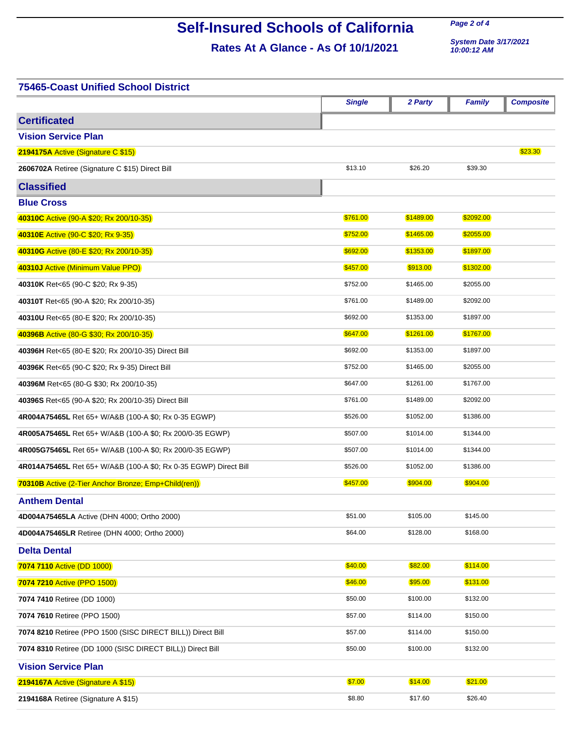# Self-Insured Schools of California

## Rates At A Glance - As Of 10/1/2021

System Date 3/17/2021 10:00:12 AM

### 75465-Coast Unified School District

| | Single | 2 Party | Family | Composite |
|---|---|---|---|---|
| **Certificated** | | | | |
| **Vision Service Plan** | | | | |
| **2194175A** Active (Signature C $15) | | | | $23.30 |
| **2606702A** Retiree (Signature C $15) Direct Bill | $13.10 | $26.20 | $39.30 | |
| **Classified** | | | | |
| **Blue Cross** | | | | |
| **40310C** Active (90-A $20; Rx 200/10-35) | $761.00 | $1489.00 | $2092.00 | |
| **40310E** Active (90-C $20; Rx 9-35) | $752.00 | $1465.00 | $2055.00 | |
| **40310G** Active (80-E $20; Rx 200/10-35) | $692.00 | $1353.00 | $1897.00 | |
| **40310J** Active (Minimum Value PPO) | $457.00 | $913.00 | $1302.00 | |
| **40310K** Ret<65 (90-C $20; Rx 9-35) | $752.00 | $1465.00 | $2055.00 | |
| **40310T** Ret<65 (90-A $20; Rx 200/10-35) | $761.00 | $1489.00 | $2092.00 | |
| **40310U** Ret<65 (80-E $20; Rx 200/10-35) | $692.00 | $1353.00 | $1897.00 | |
| **40396B** Active (80-G $30; Rx 200/10-35) | $647.00 | $1261.00 | $1767.00 | |
| **40396H** Ret<65 (80-E $20; Rx 200/10-35) Direct Bill | $692.00 | $1353.00 | $1897.00 | |
| **40396K** Ret<65 (90-C $20; Rx 9-35) Direct Bill | $752.00 | $1465.00 | $2055.00 | |
| **40396M** Ret<65 (80-G $30; Rx 200/10-35) | $647.00 | $1261.00 | $1767.00 | |
| **40396S** Ret<65 (90-A $20; Rx 200/10-35) Direct Bill | $761.00 | $1489.00 | $2092.00 | |
| **4R004A75465L** Ret 65+ W/A&B (100-A $0; Rx 0-35 EGWP) | $526.00 | $1052.00 | $1386.00 | |
| **4R005A75465L** Ret 65+ W/A&B (100-A $0; Rx 200/0-35 EGWP) | $507.00 | $1014.00 | $1344.00 | |
| **4R005G75465L** Ret 65+ W/A&B (100-A $0; Rx 200/0-35 EGWP) | $507.00 | $1014.00 | $1344.00 | |
| **4R014A75465L** Ret 65+ W/A&B (100-A $0; Rx 0-35 EGWP) Direct Bill | $526.00 | $1052.00 | $1386.00 | |
| **70310B** Active (2-Tier Anchor Bronze; Emp+Child(ren)) | $457.00 | $904.00 | $904.00 | |
| **Anthem Dental** | | | | |
| **4D004A75465LA** Active (DHN 4000; Ortho 2000) | $51.00 | $105.00 | $145.00 | |
| **4D004A75465LR** Retiree (DHN 4000; Ortho 2000) | $64.00 | $128.00 | $168.00 | |
| **Delta Dental** | | | | |
| **7074 7110** Active (DD 1000) | $40.00 | $82.00 | $114.00 | |
| **7074 7210** Active (PPO 1500) | $46.00 | $95.00 | $131.00 | |
| **7074 7410** Retiree (DD 1000) | $50.00 | $100.00 | $132.00 | |
| **7074 7610** Retiree (PPO 1500) | $57.00 | $114.00 | $150.00 | |
| **7074 8210** Retiree (PPO 1500 (SISC DIRECT BILL)) Direct Bill | $57.00 | $114.00 | $150.00 | |
| **7074 8310** Retiree (DD 1000 (SISC DIRECT BILL)) Direct Bill | $50.00 | $100.00 | $132.00 | |
| **Vision Service Plan** | | | | |
| **2194167A** Active (Signature A $15) | $7.00 | $14.00 | $21.00 | |
| **2194168A** Retiree (Signature A $15) | $8.80 | $17.60 | $26.40 | |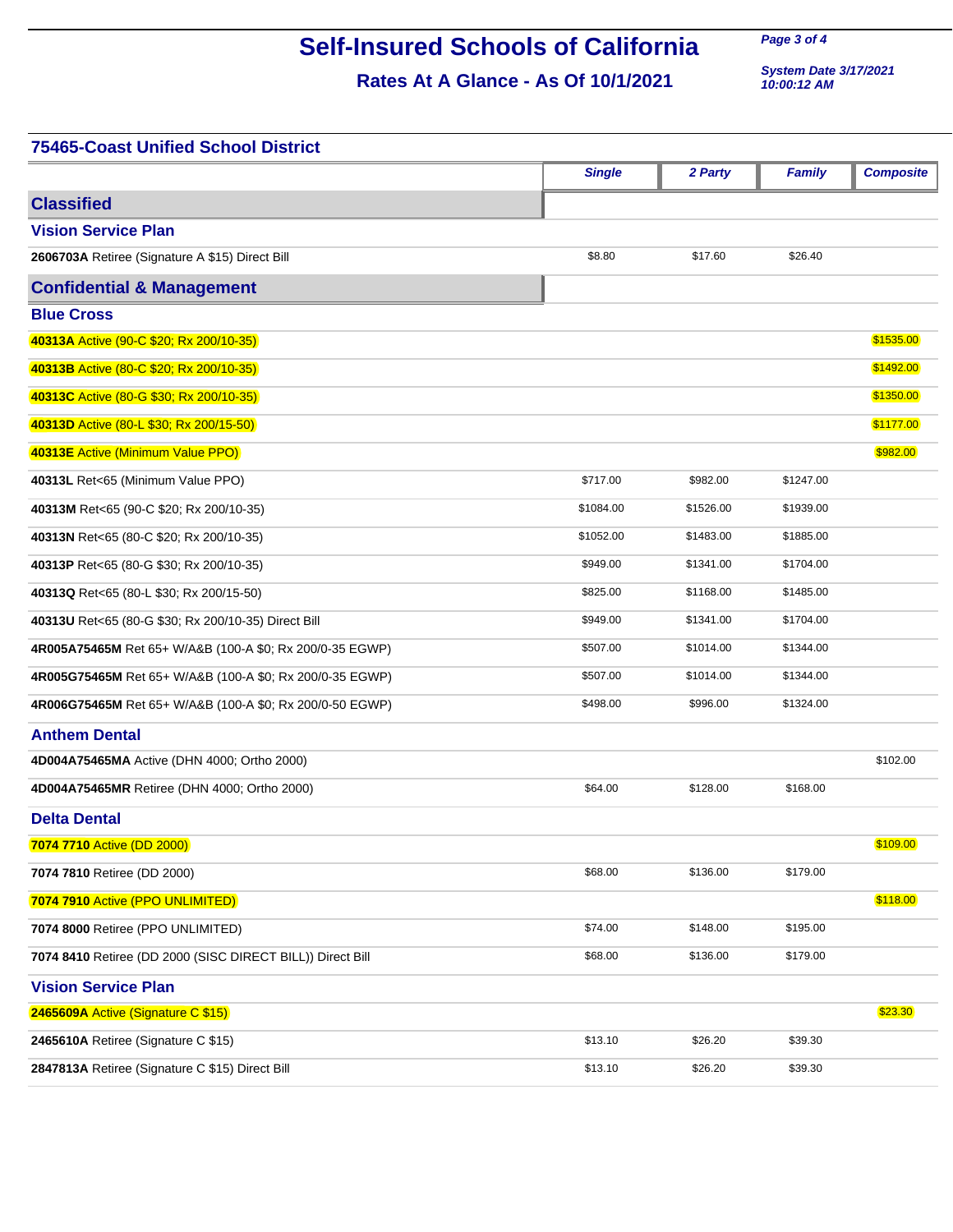# Self-Insured Schools of California

## Rates At A Glance - As Of 10/1/2021

System Date 3/17/2021 10:00:12 AM

### 75465-Coast Unified School District

| | Single | 2 Party | Family | Composite |
|---|---|---|---|---|
| **Classified** | | | | |
| **Vision Service Plan** | | | | |
| **2606703A** Retiree (Signature A $15) Direct Bill | $8.80 | $17.60 | $26.40 | |
| **Confidential & Management** | | | | |
| **Blue Cross** | | | | |
| **40313A** Active (90-C $20; Rx 200/10-35) | | | | $1535.00 |
| **40313B** Active (80-C $20; Rx 200/10-35) | | | | $1492.00 |
| **40313C** Active (80-G $30; Rx 200/10-35) | | | | $1350.00 |
| **40313D** Active (80-L $30; Rx 200/15-50) | | | | $1177.00 |
| **40313E** Active (Minimum Value PPO) | | | | $982.00 |
| **40313L** Ret<65 (Minimum Value PPO) | $717.00 | $982.00 | $1247.00 | |
| **40313M** Ret<65 (90-C $20; Rx 200/10-35) | $1084.00 | $1526.00 | $1939.00 | |
| **40313N** Ret<65 (80-C $20; Rx 200/10-35) | $1052.00 | $1483.00 | $1885.00 | |
| **40313P** Ret<65 (80-G $30; Rx 200/10-35) | $949.00 | $1341.00 | $1704.00 | |
| **40313Q** Ret<65 (80-L $30; Rx 200/15-50) | $825.00 | $1168.00 | $1485.00 | |
| **40313U** Ret<65 (80-G $30; Rx 200/10-35) Direct Bill | $949.00 | $1341.00 | $1704.00 | |
| **4R005A75465M** Ret 65+ W/A&B (100-A $0; Rx 200/0-35 EGWP) | $507.00 | $1014.00 | $1344.00 | |
| **4R005G75465M** Ret 65+ W/A&B (100-A $0; Rx 200/0-35 EGWP) | $507.00 | $1014.00 | $1344.00 | |
| **4R006G75465M** Ret 65+ W/A&B (100-A $0; Rx 200/0-50 EGWP) | $498.00 | $996.00 | $1324.00 | |
| **Anthem Dental** | | | | |
| **4D004A75465MA** Active (DHN 4000; Ortho 2000) | | | | $102.00 |
| **4D004A75465MR** Retiree (DHN 4000; Ortho 2000) | $64.00 | $128.00 | $168.00 | |
| **Delta Dental** | | | | |
| **7074 7710** Active (DD 2000) | | | | $109.00 |
| **7074 7810** Retiree (DD 2000) | $68.00 | $136.00 | $179.00 | |
| **7074 7910** Active (PPO UNLIMITED) | | | | $118.00 |
| **7074 8000** Retiree (PPO UNLIMITED) | $74.00 | $148.00 | $195.00 | |
| **7074 8410** Retiree (DD 2000 (SISC DIRECT BILL)) Direct Bill | $68.00 | $136.00 | $179.00 | |
| **Vision Service Plan** | | | | |
| **2465609A** Active (Signature C $15) | | | | $23.30 |
| **2465610A** Retiree (Signature C $15) | $13.10 | $26.20 | $39.30 | |
| **2847813A** Retiree (Signature C $15) Direct Bill | $13.10 | $26.20 | $39.30 | |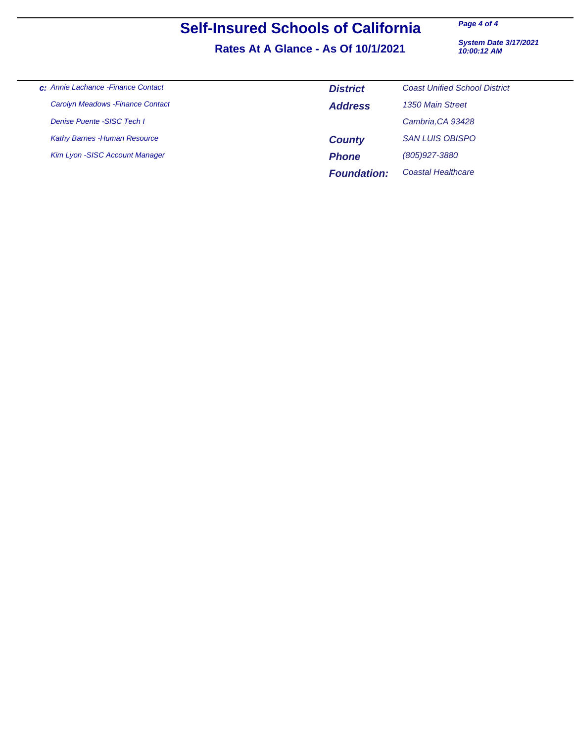**c:** *Annie Lachance -Finance Contact*

*Carolyn Meadows -Finance Contact*

*Denise Puente -SISC Tech I*

*Kathy Barnes -Human Resource*

*Kim Lyon -SISC Account Manager*

| | |
|---|---|
| ***District*** | *Coast Unified School District* |
| ***Address*** | *1350 Main Street* |
| | *Cambria,CA 93428* |
| ***County*** | *SAN LUIS OBISPO* |
| ***Phone*** | *(805)927-3880* |
| ***Foundation:*** | *Coastal Healthcare* |